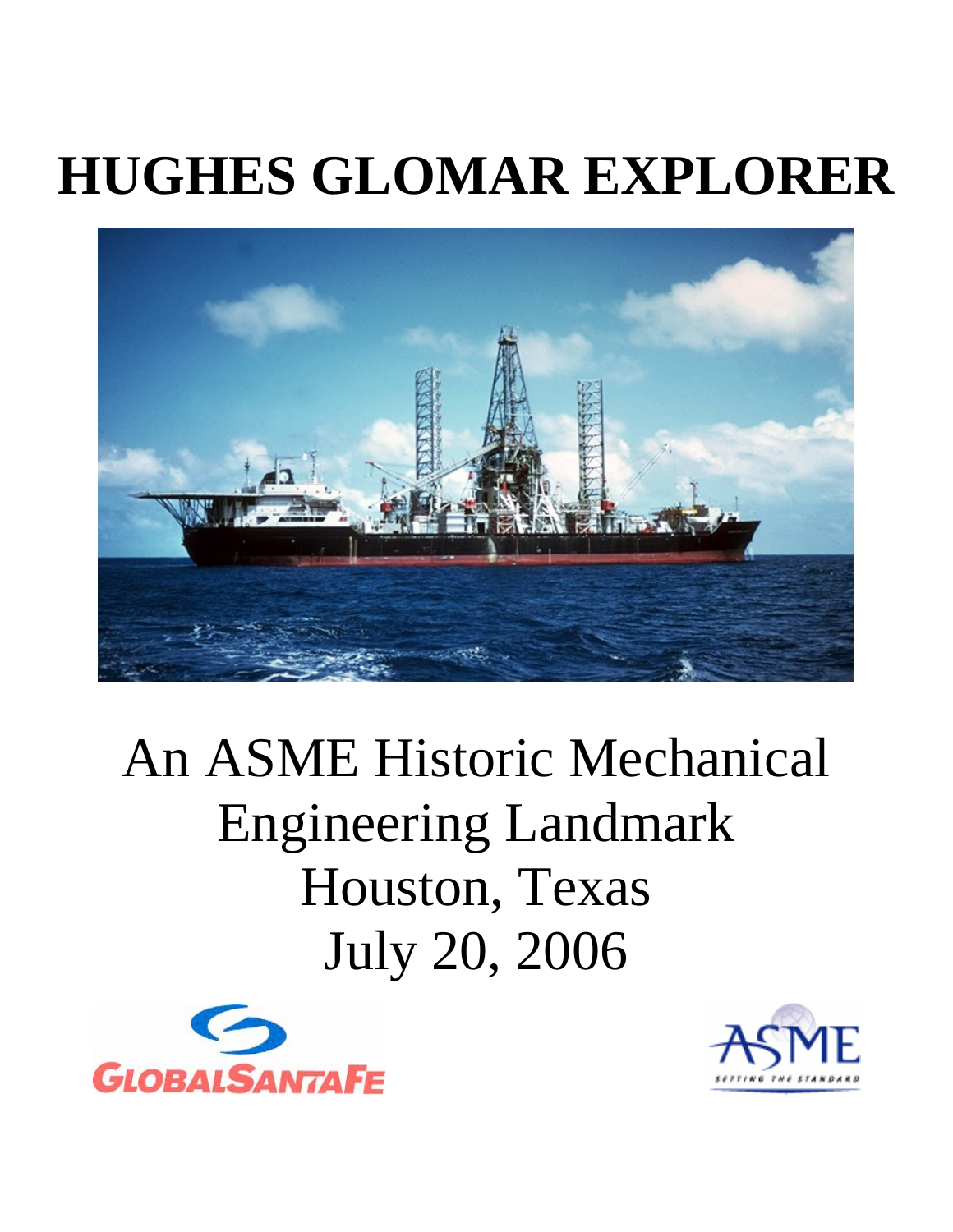# HUGHES GLOMAR EXPLORER

An ASME Historic Mechanical Engineering Landmark
Houston, Texas
July 20, 2006

GLOBALSANTAFE

ASME
SETTING THE STANDARD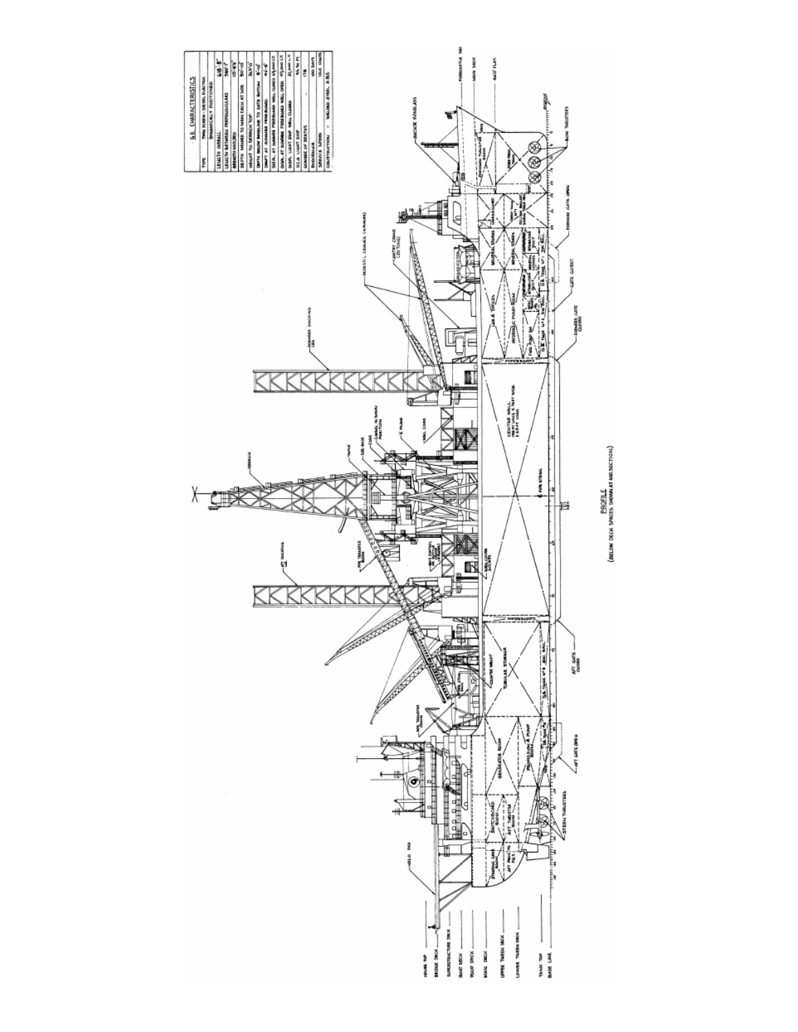| G.E. CHARACTERISTICS | |
|---|---|
| TYPE | TWIN SCREW - DIESEL ELECTRIC, DYNAMICALLY POSITIONED |
| LENGTH OVERALL | 618'-8" |
| LENGTH BETWEEN PERPENDICULARS | 580'-7" |
| BREADTH MOLDED | 115'-8¾" |
| DEPTH MOLDED TO MAIN DECK AT SIDE | 50'-10" |
| HEIGHT TO DERRICK TOP | 263'-0" |
| DEPTH INSIDE BASELINE TO GATE BOTTOM | 8'-10" |
| DRAFT AT SUMMER FREEBOARD | 46'-8" |
| DISPL. AT SUMMER FREEBOARD WELL GATES CLOSED | 63,300 L.T. |
| DISPL. AT SUMMER FREEBOARD WELL OPEN | 45,900 L.T. |
| DISPL. LIGHT SHIP WELL CLOSED | 21,000 L.T. |
| V.C.G. LIGHT SHIP | 41.4 FT. |
| NUMBER OF BERTHS | 178 |
| ENDURANCE | 100 DAYS |
| SERVICE SPEED | 10.0 KNOTS |
| CONSTRUCTION - WELDED STEEL A.B.S. | |

PROFILE
(BELOW DECK SPACES SHOWN AT MIDSECTION)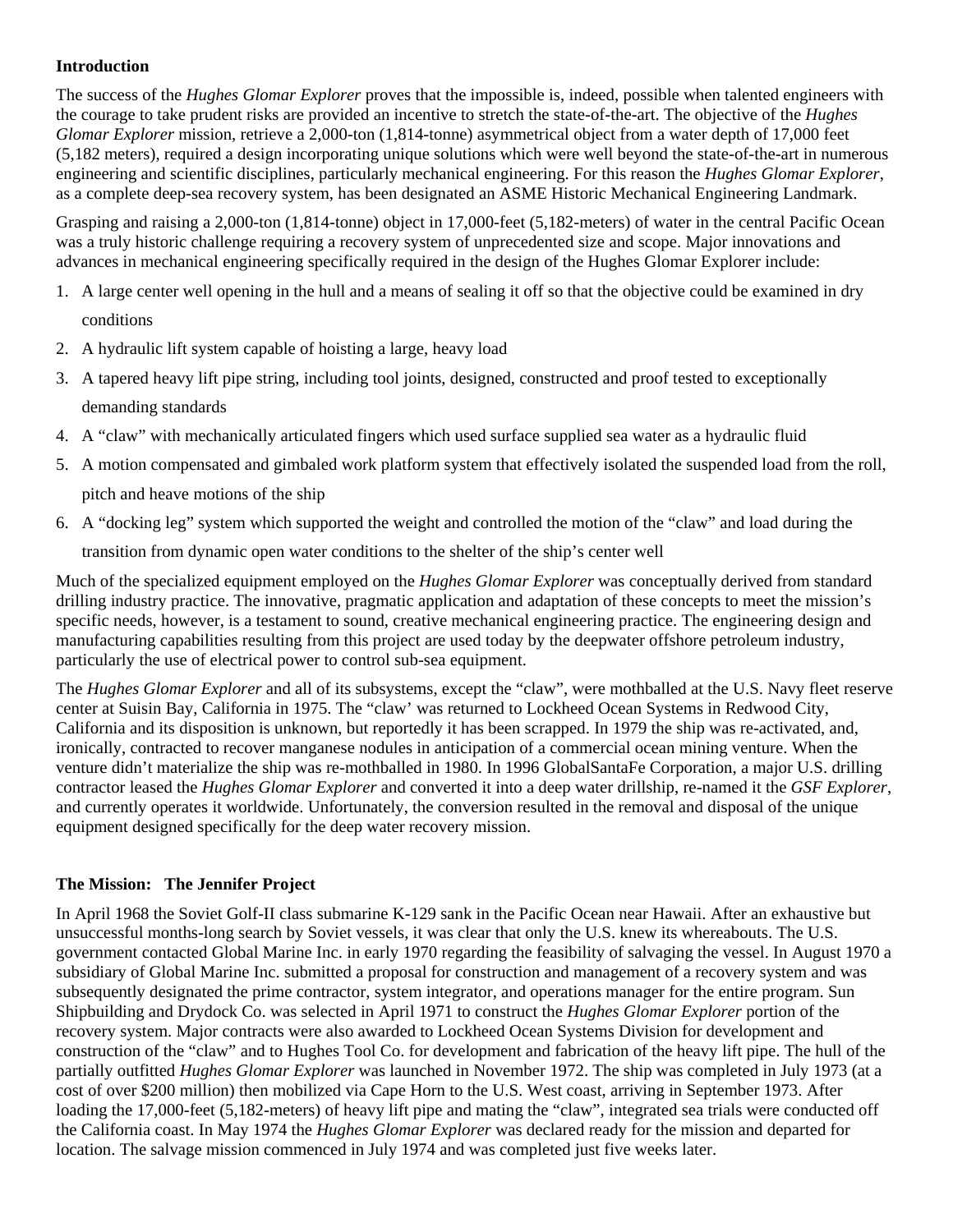**Introduction**

The success of the *Hughes Glomar Explorer* proves that the impossible is, indeed, possible when talented engineers with the courage to take prudent risks are provided an incentive to stretch the state-of-the-art. The objective of the *Hughes Glomar Explorer* mission, retrieve a 2,000-ton (1,814-tonne) asymmetrical object from a water depth of 17,000 feet (5,182 meters), required a design incorporating unique solutions which were well beyond the state-of-the-art in numerous engineering and scientific disciplines, particularly mechanical engineering. For this reason the *Hughes Glomar Explorer*, as a complete deep-sea recovery system, has been designated an ASME Historic Mechanical Engineering Landmark.

Grasping and raising a 2,000-ton (1,814-tonne) object in 17,000-feet (5,182-meters) of water in the central Pacific Ocean was a truly historic challenge requiring a recovery system of unprecedented size and scope. Major innovations and advances in mechanical engineering specifically required in the design of the Hughes Glomar Explorer include:

1. A large center well opening in the hull and a means of sealing it off so that the objective could be examined in dry conditions
2. A hydraulic lift system capable of hoisting a large, heavy load
3. A tapered heavy lift pipe string, including tool joints, designed, constructed and proof tested to exceptionally demanding standards
4. A "claw" with mechanically articulated fingers which used surface supplied sea water as a hydraulic fluid
5. A motion compensated and gimbaled work platform system that effectively isolated the suspended load from the roll, pitch and heave motions of the ship
6. A "docking leg" system which supported the weight and controlled the motion of the "claw" and load during the transition from dynamic open water conditions to the shelter of the ship's center well

Much of the specialized equipment employed on the *Hughes Glomar Explorer* was conceptually derived from standard drilling industry practice. The innovative, pragmatic application and adaptation of these concepts to meet the mission's specific needs, however, is a testament to sound, creative mechanical engineering practice. The engineering design and manufacturing capabilities resulting from this project are used today by the deepwater offshore petroleum industry, particularly the use of electrical power to control sub-sea equipment.

The *Hughes Glomar Explorer* and all of its subsystems, except the "claw", were mothballed at the U.S. Navy fleet reserve center at Suisin Bay, California in 1975. The "claw' was returned to Lockheed Ocean Systems in Redwood City, California and its disposition is unknown, but reportedly it has been scrapped. In 1979 the ship was re-activated, and, ironically, contracted to recover manganese nodules in anticipation of a commercial ocean mining venture. When the venture didn't materialize the ship was re-mothballed in 1980. In 1996 GlobalSantaFe Corporation, a major U.S. drilling contractor leased the *Hughes Glomar Explorer* and converted it into a deep water drillship, re-named it the *GSF Explorer*, and currently operates it worldwide. Unfortunately, the conversion resulted in the removal and disposal of the unique equipment designed specifically for the deep water recovery mission.

**The Mission: The Jennifer Project**

In April 1968 the Soviet Golf-II class submarine K-129 sank in the Pacific Ocean near Hawaii. After an exhaustive but unsuccessful months-long search by Soviet vessels, it was clear that only the U.S. knew its whereabouts. The U.S. government contacted Global Marine Inc. in early 1970 regarding the feasibility of salvaging the vessel. In August 1970 a subsidiary of Global Marine Inc. submitted a proposal for construction and management of a recovery system and was subsequently designated the prime contractor, system integrator, and operations manager for the entire program. Sun Shipbuilding and Drydock Co. was selected in April 1971 to construct the *Hughes Glomar Explorer* portion of the recovery system. Major contracts were also awarded to Lockheed Ocean Systems Division for development and construction of the "claw" and to Hughes Tool Co. for development and fabrication of the heavy lift pipe. The hull of the partially outfitted *Hughes Glomar Explorer* was launched in November 1972. The ship was completed in July 1973 (at a cost of over $200 million) then mobilized via Cape Horn to the U.S. West coast, arriving in September 1973. After loading the 17,000-feet (5,182-meters) of heavy lift pipe and mating the "claw", integrated sea trials were conducted off the California coast. In May 1974 the *Hughes Glomar Explorer* was declared ready for the mission and departed for location. The salvage mission commenced in July 1974 and was completed just five weeks later.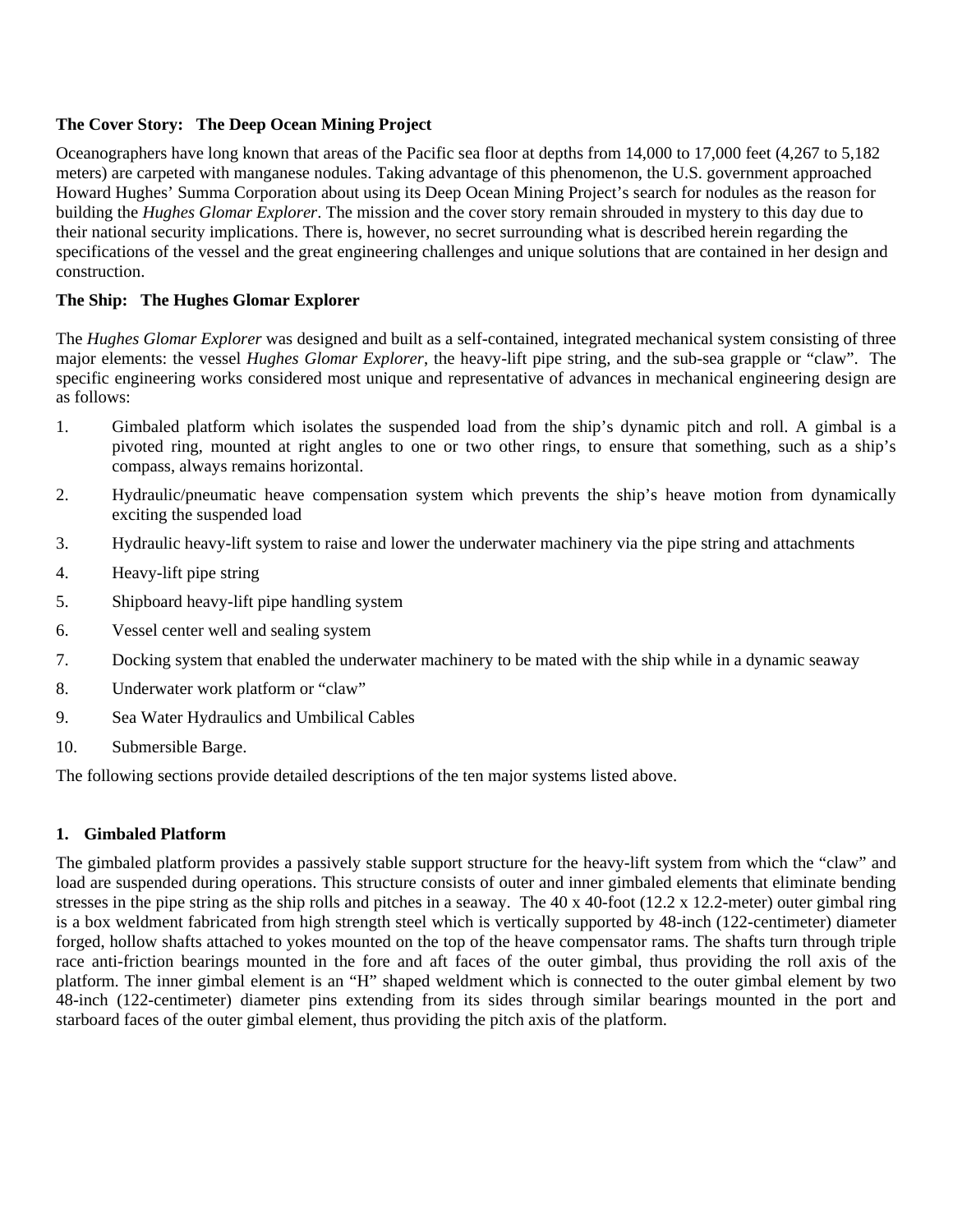**The Cover Story: The Deep Ocean Mining Project**

Oceanographers have long known that areas of the Pacific sea floor at depths from 14,000 to 17,000 feet (4,267 to 5,182 meters) are carpeted with manganese nodules. Taking advantage of this phenomenon, the U.S. government approached Howard Hughes' Summa Corporation about using its Deep Ocean Mining Project's search for nodules as the reason for building the *Hughes Glomar Explorer*. The mission and the cover story remain shrouded in mystery to this day due to their national security implications. There is, however, no secret surrounding what is described herein regarding the specifications of the vessel and the great engineering challenges and unique solutions that are contained in her design and construction.

**The Ship: The Hughes Glomar Explorer**

The *Hughes Glomar Explorer* was designed and built as a self-contained, integrated mechanical system consisting of three major elements: the vessel *Hughes Glomar Explorer*, the heavy-lift pipe string, and the sub-sea grapple or "claw". The specific engineering works considered most unique and representative of advances in mechanical engineering design are as follows:

1. Gimbaled platform which isolates the suspended load from the ship's dynamic pitch and roll. A gimbal is a pivoted ring, mounted at right angles to one or two other rings, to ensure that something, such as a ship's compass, always remains horizontal.
2. Hydraulic/pneumatic heave compensation system which prevents the ship's heave motion from dynamically exciting the suspended load
3. Hydraulic heavy-lift system to raise and lower the underwater machinery via the pipe string and attachments
4. Heavy-lift pipe string
5. Shipboard heavy-lift pipe handling system
6. Vessel center well and sealing system
7. Docking system that enabled the underwater machinery to be mated with the ship while in a dynamic seaway
8. Underwater work platform or "claw"
9. Sea Water Hydraulics and Umbilical Cables
10. Submersible Barge.

The following sections provide detailed descriptions of the ten major systems listed above.

**1. Gimbaled Platform**

The gimbaled platform provides a passively stable support structure for the heavy-lift system from which the "claw" and load are suspended during operations. This structure consists of outer and inner gimbaled elements that eliminate bending stresses in the pipe string as the ship rolls and pitches in a seaway. The 40 x 40-foot (12.2 x 12.2-meter) outer gimbal ring is a box weldment fabricated from high strength steel which is vertically supported by 48-inch (122-centimeter) diameter forged, hollow shafts attached to yokes mounted on the top of the heave compensator rams. The shafts turn through triple race anti-friction bearings mounted in the fore and aft faces of the outer gimbal, thus providing the roll axis of the platform. The inner gimbal element is an "H" shaped weldment which is connected to the outer gimbal element by two 48-inch (122-centimeter) diameter pins extending from its sides through similar bearings mounted in the port and starboard faces of the outer gimbal element, thus providing the pitch axis of the platform.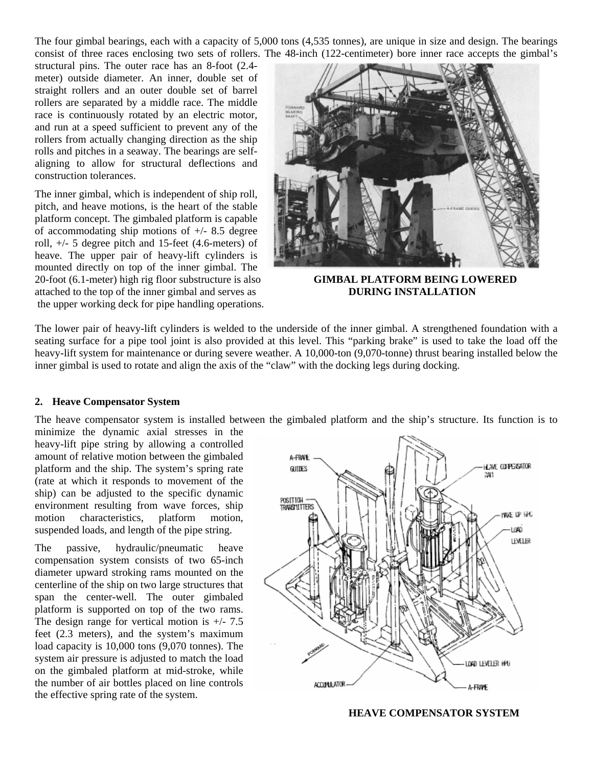The four gimbal bearings, each with a capacity of 5,000 tons (4,535 tonnes), are unique in size and design. The bearings consist of three races enclosing two sets of rollers. The 48-inch (122-centimeter) bore inner race accepts the gimbal's structural pins. The outer race has an 8-foot (2.4-meter) outside diameter. An inner, double set of straight rollers and an outer double set of barrel rollers are separated by a middle race. The middle race is continuously rotated by an electric motor, and run at a speed sufficient to prevent any of the rollers from actually changing direction as the ship rolls and pitches in a seaway. The bearings are self-aligning to allow for structural deflections and construction tolerances.

The inner gimbal, which is independent of ship roll, pitch, and heave motions, is the heart of the stable platform concept. The gimbaled platform is capable of accommodating ship motions of +/- 8.5 degree roll, +/- 5 degree pitch and 15-feet (4.6-meters) of heave. The upper pair of heavy-lift cylinders is mounted directly on top of the inner gimbal. The 20-foot (6.1-meter) high rig floor substructure is also attached to the top of the inner gimbal and serves as the upper working deck for pipe handling operations.

**GIMBAL PLATFORM BEING LOWERED DURING INSTALLATION**

The lower pair of heavy-lift cylinders is welded to the underside of the inner gimbal. A strengthened foundation with a seating surface for a pipe tool joint is also provided at this level. This "parking brake" is used to take the load off the heavy-lift system for maintenance or during severe weather. A 10,000-ton (9,070-tonne) thrust bearing installed below the inner gimbal is used to rotate and align the axis of the "claw" with the docking legs during docking.

## 2. Heave Compensator System

The heave compensator system is installed between the gimbaled platform and the ship's structure. Its function is to minimize the dynamic axial stresses in the heavy-lift pipe string by allowing a controlled amount of relative motion between the gimbaled platform and the ship. The system's spring rate (rate at which it responds to movement of the ship) can be adjusted to the specific dynamic environment resulting from wave forces, ship motion characteristics, platform motion, suspended loads, and length of the pipe string.

The passive, hydraulic/pneumatic heave compensation system consists of two 65-inch diameter upward stroking rams mounted on the centerline of the ship on two large structures that span the center-well. The outer gimbaled platform is supported on top of the two rams. The design range for vertical motion is +/- 7.5 feet (2.3 meters), and the system's maximum load capacity is 10,000 tons (9,070 tonnes). The system air pressure is adjusted to match the load on the gimbaled platform at mid-stroke, while the number of air bottles placed on line controls the effective spring rate of the system.

**HEAVE COMPENSATOR SYSTEM**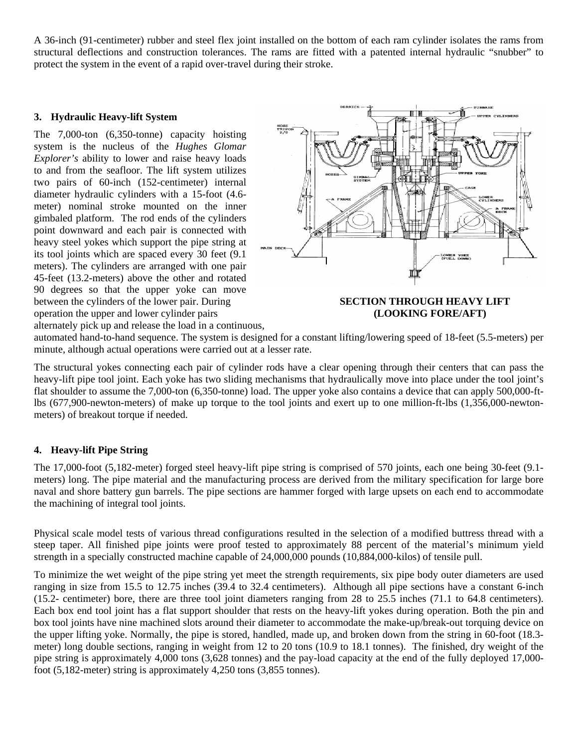A 36-inch (91-centimeter) rubber and steel flex joint installed on the bottom of each ram cylinder isolates the rams from structural deflections and construction tolerances. The rams are fitted with a patented internal hydraulic "snubber" to protect the system in the event of a rapid over-travel during their stroke.

### 3. Hydraulic Heavy-lift System

The 7,000-ton (6,350-tonne) capacity hoisting system is the nucleus of the *Hughes Glomar Explorer's* ability to lower and raise heavy loads to and from the seafloor. The lift system utilizes two pairs of 60-inch (152-centimeter) internal diameter hydraulic cylinders with a 15-foot (4.6-meter) nominal stroke mounted on the inner gimbaled platform. The rod ends of the cylinders point downward and each pair is connected with heavy steel yokes which support the pipe string at its tool joints which are spaced every 30 feet (9.1 meters). The cylinders are arranged with one pair 45-feet (13.2-meters) above the other and rotated 90 degrees so that the upper yoke can move between the cylinders of the lower pair. During operation the upper and lower cylinder pairs alternately pick up and release the load in a continuous, automated hand-to-hand sequence. The system is designed for a constant lifting/lowering speed of 18-feet (5.5-meters) per minute, although actual operations were carried out at a lesser rate.

**SECTION THROUGH HEAVY LIFT (LOOKING FORE/AFT)**

The structural yokes connecting each pair of cylinder rods have a clear opening through their centers that can pass the heavy-lift pipe tool joint. Each yoke has two sliding mechanisms that hydraulically move into place under the tool joint's flat shoulder to assume the 7,000-ton (6,350-tonne) load. The upper yoke also contains a device that can apply 500,000-ft-lbs (677,900-newton-meters) of make up torque to the tool joints and exert up to one million-ft-lbs (1,356,000-newton-meters) of breakout torque if needed.

### 4. Heavy-lift Pipe String

The 17,000-foot (5,182-meter) forged steel heavy-lift pipe string is comprised of 570 joints, each one being 30-feet (9.1-meters) long. The pipe material and the manufacturing process are derived from the military specification for large bore naval and shore battery gun barrels. The pipe sections are hammer forged with large upsets on each end to accommodate the machining of integral tool joints.

Physical scale model tests of various thread configurations resulted in the selection of a modified buttress thread with a steep taper. All finished pipe joints were proof tested to approximately 88 percent of the material's minimum yield strength in a specially constructed machine capable of 24,000,000 pounds (10,884,000-kilos) of tensile pull.

To minimize the wet weight of the pipe string yet meet the strength requirements, six pipe body outer diameters are used ranging in size from 15.5 to 12.75 inches (39.4 to 32.4 centimeters). Although all pipe sections have a constant 6-inch (15.2- centimeter) bore, there are three tool joint diameters ranging from 28 to 25.5 inches (71.1 to 64.8 centimeters). Each box end tool joint has a flat support shoulder that rests on the heavy-lift yokes during operation. Both the pin and box tool joints have nine machined slots around their diameter to accommodate the make-up/break-out torquing device on the upper lifting yoke. Normally, the pipe is stored, handled, made up, and broken down from the string in 60-foot (18.3-meter) long double sections, ranging in weight from 12 to 20 tons (10.9 to 18.1 tonnes). The finished, dry weight of the pipe string is approximately 4,000 tons (3,628 tonnes) and the pay-load capacity at the end of the fully deployed 17,000-foot (5,182-meter) string is approximately 4,250 tons (3,855 tonnes).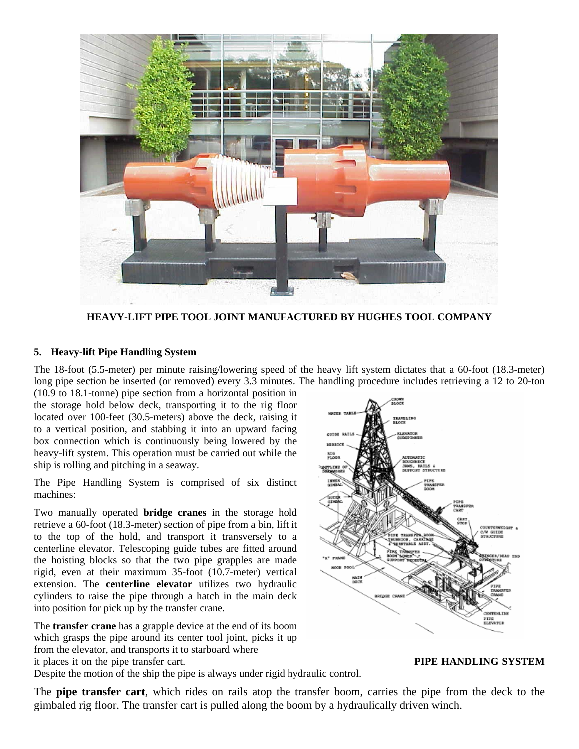HEAVY-LIFT PIPE TOOL JOINT MANUFACTURED BY HUGHES TOOL COMPANY

## 5. Heavy-lift Pipe Handling System

The 18-foot (5.5-meter) per minute raising/lowering speed of the heavy lift system dictates that a 60-foot (18.3-meter) long pipe section be inserted (or removed) every 3.3 minutes. The handling procedure includes retrieving a 12 to 20-ton (10.9 to 18.1-tonne) pipe section from a horizontal position in the storage hold below deck, transporting it to the rig floor located over 100-feet (30.5-meters) above the deck, raising it to a vertical position, and stabbing it into an upward facing box connection which is continuously being lowered by the heavy-lift system. This operation must be carried out while the ship is rolling and pitching in a seaway.

The Pipe Handling System is comprised of six distinct machines:

Two manually operated **bridge cranes** in the storage hold retrieve a 60-foot (18.3-meter) section of pipe from a bin, lift it to the top of the hold, and transport it transversely to a centerline elevator. Telescoping guide tubes are fitted around the hoisting blocks so that the two pipe grapples are made rigid, even at their maximum 35-foot (10.7-meter) vertical extension. The **centerline elevator** utilizes two hydraulic cylinders to raise the pipe through a hatch in the main deck into position for pick up by the transfer crane.

The **transfer crane** has a grapple device at the end of its boom which grasps the pipe around its center tool joint, picks it up from the elevator, and transports it to starboard where it places it on the pipe transfer cart. Despite the motion of the ship the pipe is always under rigid hydraulic control.

PIPE HANDLING SYSTEM

The **pipe transfer cart**, which rides on rails atop the transfer boom, carries the pipe from the deck to the gimbaled rig floor. The transfer cart is pulled along the boom by a hydraulically driven winch.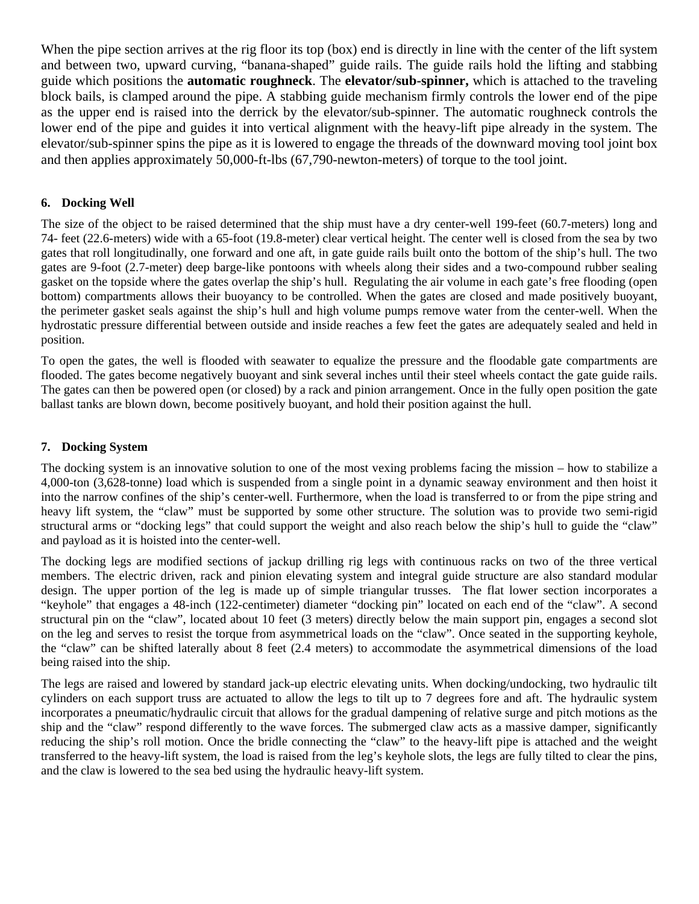When the pipe section arrives at the rig floor its top (box) end is directly in line with the center of the lift system and between two, upward curving, "banana-shaped" guide rails. The guide rails hold the lifting and stabbing guide which positions the **automatic roughneck**. The **elevator/sub-spinner,** which is attached to the traveling block bails, is clamped around the pipe. A stabbing guide mechanism firmly controls the lower end of the pipe as the upper end is raised into the derrick by the elevator/sub-spinner. The automatic roughneck controls the lower end of the pipe and guides it into vertical alignment with the heavy-lift pipe already in the system. The elevator/sub-spinner spins the pipe as it is lowered to engage the threads of the downward moving tool joint box and then applies approximately 50,000-ft-lbs (67,790-newton-meters) of torque to the tool joint.

### 6. Docking Well

The size of the object to be raised determined that the ship must have a dry center-well 199-feet (60.7-meters) long and 74- feet (22.6-meters) wide with a 65-foot (19.8-meter) clear vertical height. The center well is closed from the sea by two gates that roll longitudinally, one forward and one aft, in gate guide rails built onto the bottom of the ship's hull. The two gates are 9-foot (2.7-meter) deep barge-like pontoons with wheels along their sides and a two-compound rubber sealing gasket on the topside where the gates overlap the ship's hull. Regulating the air volume in each gate's free flooding (open bottom) compartments allows their buoyancy to be controlled. When the gates are closed and made positively buoyant, the perimeter gasket seals against the ship's hull and high volume pumps remove water from the center-well. When the hydrostatic pressure differential between outside and inside reaches a few feet the gates are adequately sealed and held in position.

To open the gates, the well is flooded with seawater to equalize the pressure and the floodable gate compartments are flooded. The gates become negatively buoyant and sink several inches until their steel wheels contact the gate guide rails. The gates can then be powered open (or closed) by a rack and pinion arrangement. Once in the fully open position the gate ballast tanks are blown down, become positively buoyant, and hold their position against the hull.

### 7. Docking System

The docking system is an innovative solution to one of the most vexing problems facing the mission – how to stabilize a 4,000-ton (3,628-tonne) load which is suspended from a single point in a dynamic seaway environment and then hoist it into the narrow confines of the ship's center-well. Furthermore, when the load is transferred to or from the pipe string and heavy lift system, the "claw" must be supported by some other structure. The solution was to provide two semi-rigid structural arms or "docking legs" that could support the weight and also reach below the ship's hull to guide the "claw" and payload as it is hoisted into the center-well.

The docking legs are modified sections of jackup drilling rig legs with continuous racks on two of the three vertical members. The electric driven, rack and pinion elevating system and integral guide structure are also standard modular design. The upper portion of the leg is made up of simple triangular trusses. The flat lower section incorporates a "keyhole" that engages a 48-inch (122-centimeter) diameter "docking pin" located on each end of the "claw". A second structural pin on the "claw", located about 10 feet (3 meters) directly below the main support pin, engages a second slot on the leg and serves to resist the torque from asymmetrical loads on the "claw". Once seated in the supporting keyhole, the "claw" can be shifted laterally about 8 feet (2.4 meters) to accommodate the asymmetrical dimensions of the load being raised into the ship.

The legs are raised and lowered by standard jack-up electric elevating units. When docking/undocking, two hydraulic tilt cylinders on each support truss are actuated to allow the legs to tilt up to 7 degrees fore and aft. The hydraulic system incorporates a pneumatic/hydraulic circuit that allows for the gradual dampening of relative surge and pitch motions as the ship and the "claw" respond differently to the wave forces. The submerged claw acts as a massive damper, significantly reducing the ship's roll motion. Once the bridle connecting the "claw" to the heavy-lift pipe is attached and the weight transferred to the heavy-lift system, the load is raised from the leg's keyhole slots, the legs are fully tilted to clear the pins, and the claw is lowered to the sea bed using the hydraulic heavy-lift system.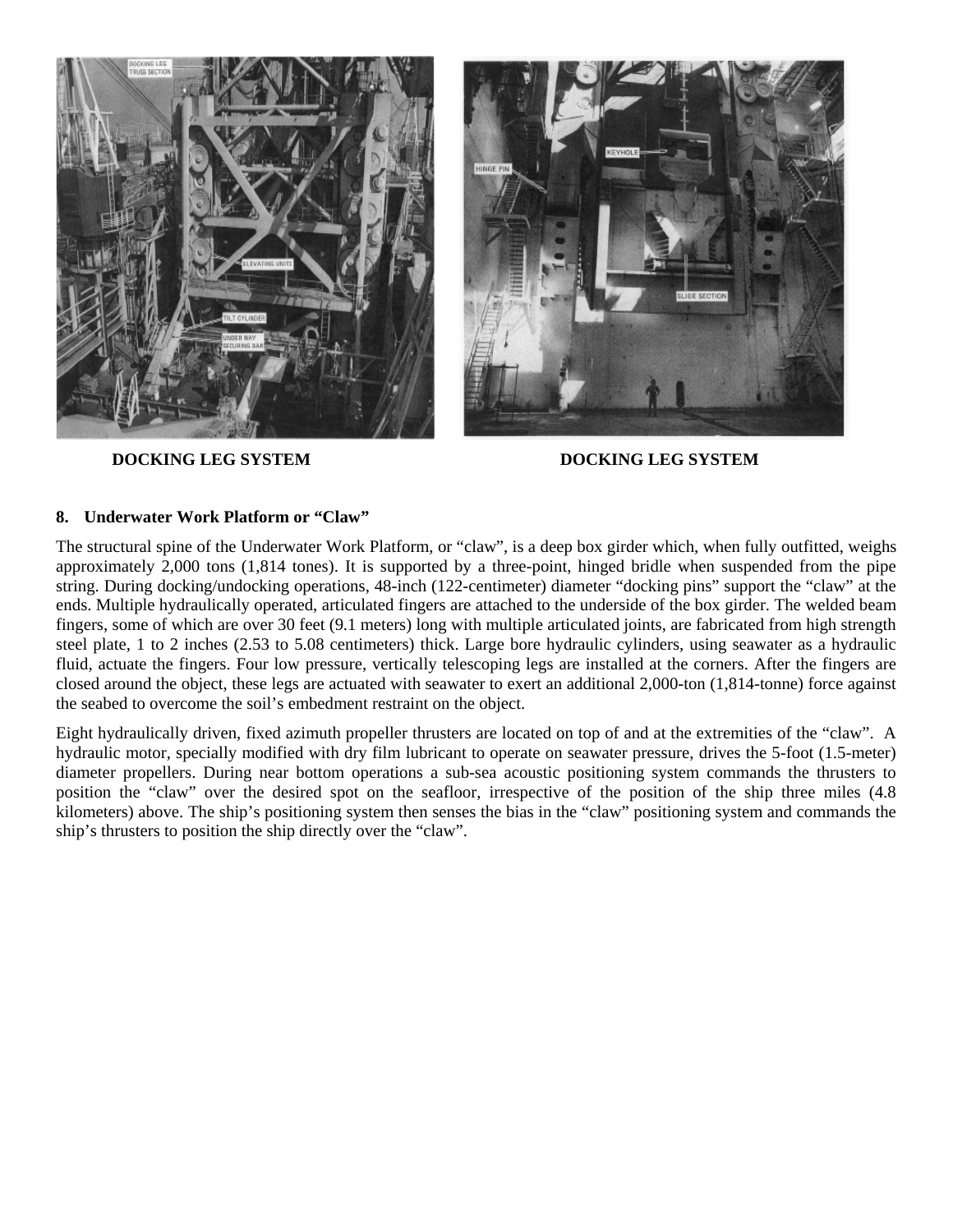DOCKING LEG SYSTEM

DOCKING LEG SYSTEM

### 8. Underwater Work Platform or "Claw"

The structural spine of the Underwater Work Platform, or "claw", is a deep box girder which, when fully outfitted, weighs approximately 2,000 tons (1,814 tones). It is supported by a three-point, hinged bridle when suspended from the pipe string. During docking/undocking operations, 48-inch (122-centimeter) diameter "docking pins" support the "claw" at the ends. Multiple hydraulically operated, articulated fingers are attached to the underside of the box girder. The welded beam fingers, some of which are over 30 feet (9.1 meters) long with multiple articulated joints, are fabricated from high strength steel plate, 1 to 2 inches (2.53 to 5.08 centimeters) thick. Large bore hydraulic cylinders, using seawater as a hydraulic fluid, actuate the fingers. Four low pressure, vertically telescoping legs are installed at the corners. After the fingers are closed around the object, these legs are actuated with seawater to exert an additional 2,000-ton (1,814-tonne) force against the seabed to overcome the soil's embedment restraint on the object.

Eight hydraulically driven, fixed azimuth propeller thrusters are located on top of and at the extremities of the "claw". A hydraulic motor, specially modified with dry film lubricant to operate on seawater pressure, drives the 5-foot (1.5-meter) diameter propellers. During near bottom operations a sub-sea acoustic positioning system commands the thrusters to position the "claw" over the desired spot on the seafloor, irrespective of the position of the ship three miles (4.8 kilometers) above. The ship's positioning system then senses the bias in the "claw" positioning system and commands the ship's thrusters to position the ship directly over the "claw".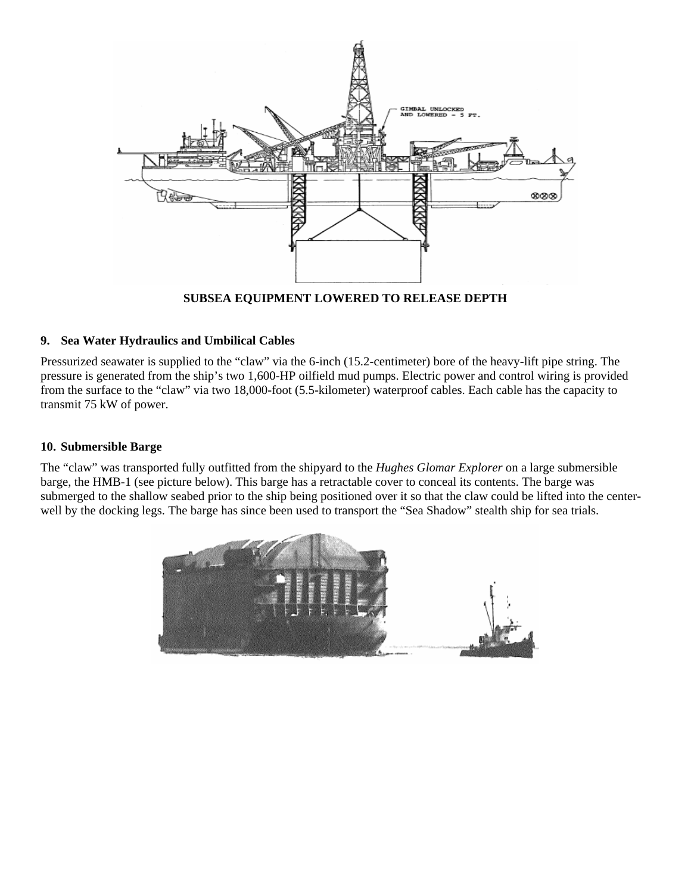**SUBSEA EQUIPMENT LOWERED TO RELEASE DEPTH**

### 9. Sea Water Hydraulics and Umbilical Cables

Pressurized seawater is supplied to the "claw" via the 6-inch (15.2-centimeter) bore of the heavy-lift pipe string. The pressure is generated from the ship's two 1,600-HP oilfield mud pumps. Electric power and control wiring is provided from the surface to the "claw" via two 18,000-foot (5.5-kilometer) waterproof cables. Each cable has the capacity to transmit 75 kW of power.

### 10. Submersible Barge

The "claw" was transported fully outfitted from the shipyard to the *Hughes Glomar Explorer* on a large submersible barge, the HMB-1 (see picture below). This barge has a retractable cover to conceal its contents. The barge was submerged to the shallow seabed prior to the ship being positioned over it so that the claw could be lifted into the center-well by the docking legs. The barge has since been used to transport the "Sea Shadow" stealth ship for sea trials.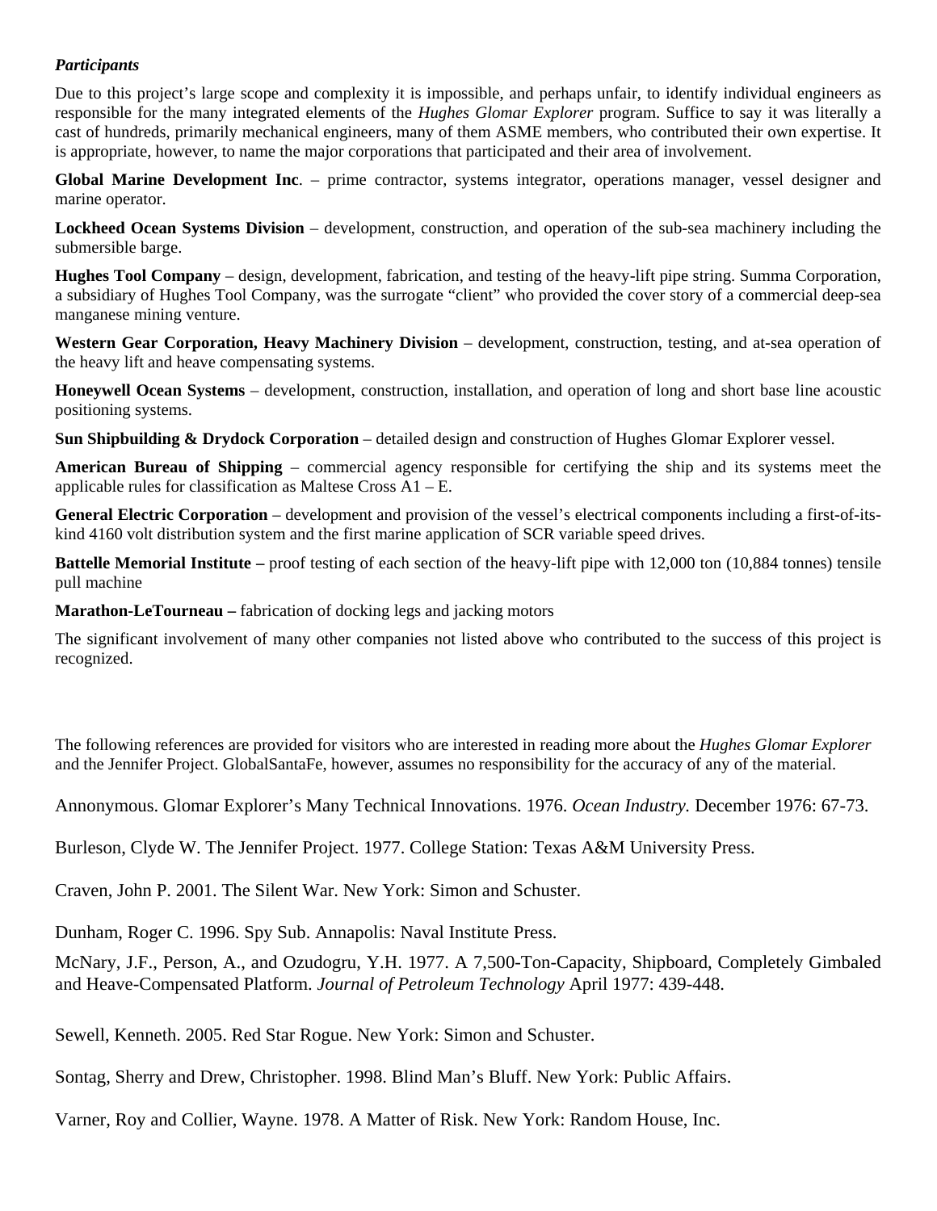***Participants***

Due to this project's large scope and complexity it is impossible, and perhaps unfair, to identify individual engineers as responsible for the many integrated elements of the *Hughes Glomar Explorer* program. Suffice to say it was literally a cast of hundreds, primarily mechanical engineers, many of them ASME members, who contributed their own expertise. It is appropriate, however, to name the major corporations that participated and their area of involvement.

**Global Marine Development Inc**. – prime contractor, systems integrator, operations manager, vessel designer and marine operator.

**Lockheed Ocean Systems Division** – development, construction, and operation of the sub-sea machinery including the submersible barge.

**Hughes Tool Company** – design, development, fabrication, and testing of the heavy-lift pipe string. Summa Corporation, a subsidiary of Hughes Tool Company, was the surrogate "client" who provided the cover story of a commercial deep-sea manganese mining venture.

**Western Gear Corporation, Heavy Machinery Division** – development, construction, testing, and at-sea operation of the heavy lift and heave compensating systems.

**Honeywell Ocean Systems** – development, construction, installation, and operation of long and short base line acoustic positioning systems.

**Sun Shipbuilding & Drydock Corporation** – detailed design and construction of Hughes Glomar Explorer vessel.

**American Bureau of Shipping** – commercial agency responsible for certifying the ship and its systems meet the applicable rules for classification as Maltese Cross A1 – E.

**General Electric Corporation** – development and provision of the vessel's electrical components including a first-of-its-kind 4160 volt distribution system and the first marine application of SCR variable speed drives.

**Battelle Memorial Institute –** proof testing of each section of the heavy-lift pipe with 12,000 ton (10,884 tonnes) tensile pull machine

**Marathon-LeTourneau –** fabrication of docking legs and jacking motors

The significant involvement of many other companies not listed above who contributed to the success of this project is recognized.

The following references are provided for visitors who are interested in reading more about the *Hughes Glomar Explorer* and the Jennifer Project. GlobalSantaFe, however, assumes no responsibility for the accuracy of any of the material.

Annonymous. Glomar Explorer's Many Technical Innovations. 1976. *Ocean Industry.* December 1976: 67-73.

Burleson, Clyde W. The Jennifer Project. 1977. College Station: Texas A&M University Press.

Craven, John P. 2001. The Silent War. New York: Simon and Schuster.

Dunham, Roger C. 1996. Spy Sub. Annapolis: Naval Institute Press.

McNary, J.F., Person, A., and Ozudogru, Y.H. 1977. A 7,500-Ton-Capacity, Shipboard, Completely Gimbaled and Heave-Compensated Platform. *Journal of Petroleum Technology* April 1977: 439-448.

Sewell, Kenneth. 2005. Red Star Rogue. New York: Simon and Schuster.

Sontag, Sherry and Drew, Christopher. 1998. Blind Man's Bluff. New York: Public Affairs.

Varner, Roy and Collier, Wayne. 1978. A Matter of Risk. New York: Random House, Inc.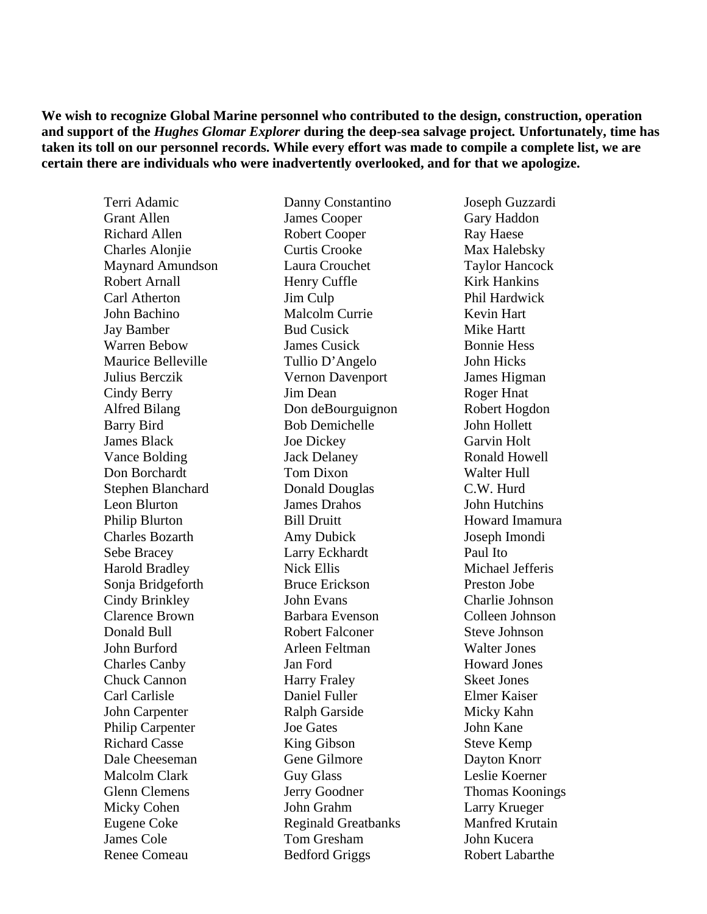**We wish to recognize Global Marine personnel who contributed to the design, construction, operation and support of the *Hughes Glomar Explorer* during the deep-sea salvage project. Unfortunately, time has taken its toll on our personnel records. While every effort was made to compile a complete list, we are certain there are individuals who were inadvertently overlooked, and for that we apologize.**

Terri Adamic
Grant Allen
Richard Allen
Charles Alonjie
Maynard Amundson
Robert Arnall
Carl Atherton
John Bachino
Jay Bamber
Warren Bebow
Maurice Belleville
Julius Berczik
Cindy Berry
Alfred Bilang
Barry Bird
James Black
Vance Bolding
Don Borchardt
Stephen Blanchard
Leon Blurton
Philip Blurton
Charles Bozarth
Sebe Bracey
Harold Bradley
Sonja Bridgeforth
Cindy Brinkley
Clarence Brown
Donald Bull
John Burford
Charles Canby
Chuck Cannon
Carl Carlisle
John Carpenter
Philip Carpenter
Richard Casse
Dale Cheeseman
Malcolm Clark
Glenn Clemens
Micky Cohen
Eugene Coke
James Cole
Renee Comeau
Danny Constantino
James Cooper
Robert Cooper
Curtis Crooke
Laura Crouchet
Henry Cuffle
Jim Culp
Malcolm Currie
Bud Cusick
James Cusick
Tullio D'Angelo
Vernon Davenport
Jim Dean
Don deBourguignon
Bob Demichelle
Joe Dickey
Jack Delaney
Tom Dixon
Donald Douglas
James Drahos
Bill Druitt
Amy Dubick
Larry Eckhardt
Nick Ellis
Bruce Erickson
John Evans
Barbara Evenson
Robert Falconer
Arleen Feltman
Jan Ford
Harry Fraley
Daniel Fuller
Ralph Garside
Joe Gates
King Gibson
Gene Gilmore
Guy Glass
Jerry Goodner
John Grahm
Reginald Greatbanks
Tom Gresham
Bedford Griggs
Joseph Guzzardi
Gary Haddon
Ray Haese
Max Halebsky
Taylor Hancock
Kirk Hankins
Phil Hardwick
Kevin Hart
Mike Hartt
Bonnie Hess
John Hicks
James Higman
Roger Hnat
Robert Hogdon
John Hollett
Garvin Holt
Ronald Howell
Walter Hull
C.W. Hurd
John Hutchins
Howard Imamura
Joseph Imondi
Paul Ito
Michael Jefferis
Preston Jobe
Charlie Johnson
Colleen Johnson
Steve Johnson
Walter Jones
Howard Jones
Skeet Jones
Elmer Kaiser
Micky Kahn
John Kane
Steve Kemp
Dayton Knorr
Leslie Koerner
Thomas Koonings
Larry Krueger
Manfred Krutain
John Kucera
Robert Labarthe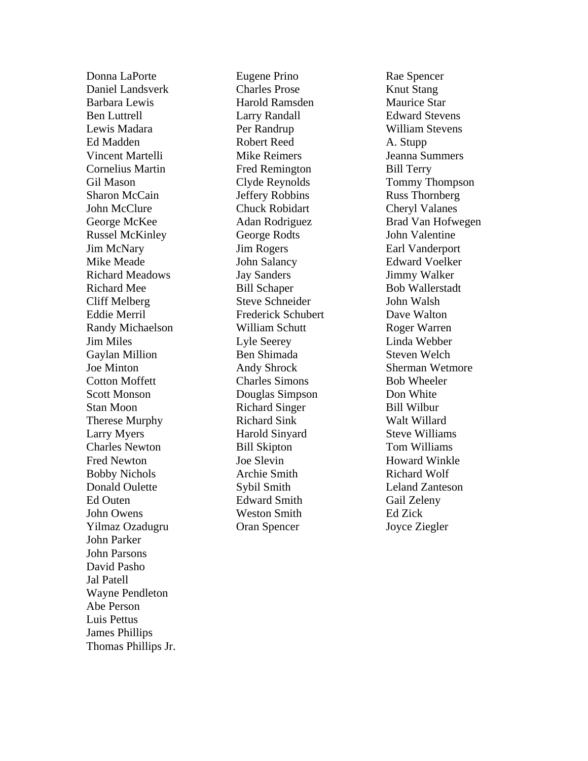Donna LaPorte
Daniel Landsverk
Barbara Lewis
Ben Luttrell
Lewis Madara
Ed Madden
Vincent Martelli
Cornelius Martin
Gil Mason
Sharon McCain
John McClure
George McKee
Russel McKinley
Jim McNary
Mike Meade
Richard Meadows
Richard Mee
Cliff Melberg
Eddie Merril
Randy Michaelson
Jim Miles
Gaylan Million
Joe Minton
Cotton Moffett
Scott Monson
Stan Moon
Therese Murphy
Larry Myers
Charles Newton
Fred Newton
Bobby Nichols
Donald Oulette
Ed Outen
John Owens
Yilmaz Ozadugru
John Parker
John Parsons
David Pasho
Jal Patell
Wayne Pendleton
Abe Person
Luis Pettus
James Phillips
Thomas Phillips Jr.
Eugene Prino
Charles Prose
Harold Ramsden
Larry Randall
Per Randrup
Robert Reed
Mike Reimers
Fred Remington
Clyde Reynolds
Jeffery Robbins
Chuck Robidart
Adan Rodriguez
George Rodts
Jim Rogers
John Salancy
Jay Sanders
Bill Schaper
Steve Schneider
Frederick Schubert
William Schutt
Lyle Seerey
Ben Shimada
Andy Shrock
Charles Simons
Douglas Simpson
Richard Singer
Richard Sink
Harold Sinyard
Bill Skipton
Joe Slevin
Archie Smith
Sybil Smith
Edward Smith
Weston Smith
Oran Spencer
Rae Spencer
Knut Stang
Maurice Star
Edward Stevens
William Stevens
A. Stupp
Jeanna Summers
Bill Terry
Tommy Thompson
Russ Thornberg
Cheryl Valanes
Brad Van Hofwegen
John Valentine
Earl Vanderport
Edward Voelker
Jimmy Walker
Bob Wallerstadt
John Walsh
Dave Walton
Roger Warren
Linda Webber
Steven Welch
Sherman Wetmore
Bob Wheeler
Don White
Bill Wilbur
Walt Willard
Steve Williams
Tom Williams
Howard Winkle
Richard Wolf
Leland Zanteson
Gail Zeleny
Ed Zick
Joyce Ziegler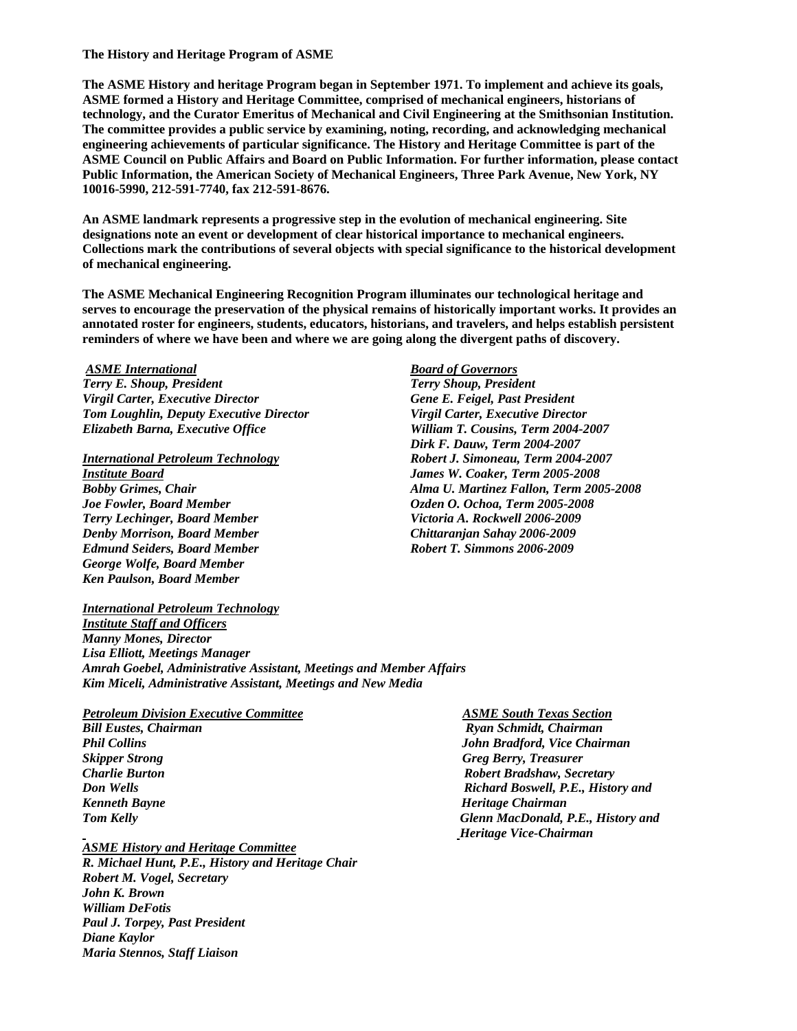**The History and Heritage Program of ASME**

**The ASME History and heritage Program began in September 1971. To implement and achieve its goals, ASME formed a History and Heritage Committee, comprised of mechanical engineers, historians of technology, and the Curator Emeritus of Mechanical and Civil Engineering at the Smithsonian Institution. The committee provides a public service by examining, noting, recording, and acknowledging mechanical engineering achievements of particular significance. The History and Heritage Committee is part of the ASME Council on Public Affairs and Board on Public Information. For further information, please contact Public Information, the American Society of Mechanical Engineers, Three Park Avenue, New York, NY 10016-5990, 212-591-7740, fax 212-591-8676.**

**An ASME landmark represents a progressive step in the evolution of mechanical engineering. Site designations note an event or development of clear historical importance to mechanical engineers. Collections mark the contributions of several objects with special significance to the historical development of mechanical engineering.**

**The ASME Mechanical Engineering Recognition Program illuminates our technological heritage and serves to encourage the preservation of the physical remains of historically important works. It provides an annotated roster for engineers, students, educators, historians, and travelers, and helps establish persistent reminders of where we have been and where we are going along the divergent paths of discovery.**

***ASME International***
***Terry E. Shoup, President***
***Virgil Carter, Executive Director***
***Tom Loughlin, Deputy Executive Director***
***Elizabeth Barna, Executive Office***

***International Petroleum Technology Institute Board***
***Bobby Grimes, Chair***
***Joe Fowler, Board Member***
***Terry Lechinger, Board Member***
***Denby Morrison, Board Member***
***Edmund Seiders, Board Member***
***George Wolfe, Board Member***
***Ken Paulson, Board Member***

***Board of Governors***
***Terry Shoup, President***
***Gene E. Feigel, Past President***
***Virgil Carter, Executive Director***
***William T. Cousins, Term 2004-2007***
***Dirk F. Dauw, Term 2004-2007***
***Robert J. Simoneau, Term 2004-2007***
***James W. Coaker, Term 2005-2008***
***Alma U. Martinez Fallon, Term 2005-2008***
***Ozden O. Ochoa, Term 2005-2008***
***Victoria A. Rockwell 2006-2009***
***Chittaranjan Sahay 2006-2009***
***Robert T. Simmons 2006-2009***

***International Petroleum Technology Institute Staff and Officers***
***Manny Mones, Director***
***Lisa Elliott, Meetings Manager***
***Amrah Goebel, Administrative Assistant, Meetings and Member Affairs***
***Kim Miceli, Administrative Assistant, Meetings and New Media***

***Petroleum Division Executive Committee***
***Bill Eustes, Chairman***
***Phil Collins***
***Skipper Strong***
***Charlie Burton***
***Don Wells***
***Kenneth Bayne***
***Tom Kelly***

***ASME South Texas Section***
***Ryan Schmidt, Chairman***
***John Bradford, Vice Chairman***
***Greg Berry, Treasurer***
***Robert Bradshaw, Secretary***
***Richard Boswell, P.E., History and Heritage Chairman***
***Glenn MacDonald, P.E., History and Heritage Vice-Chairman***

***ASME History and Heritage Committee***
***R. Michael Hunt, P.E., History and Heritage Chair***
***Robert M. Vogel, Secretary***
***John K. Brown***
***William DeFotis***
***Paul J. Torpey, Past President***
***Diane Kaylor***
***Maria Stennos, Staff Liaison***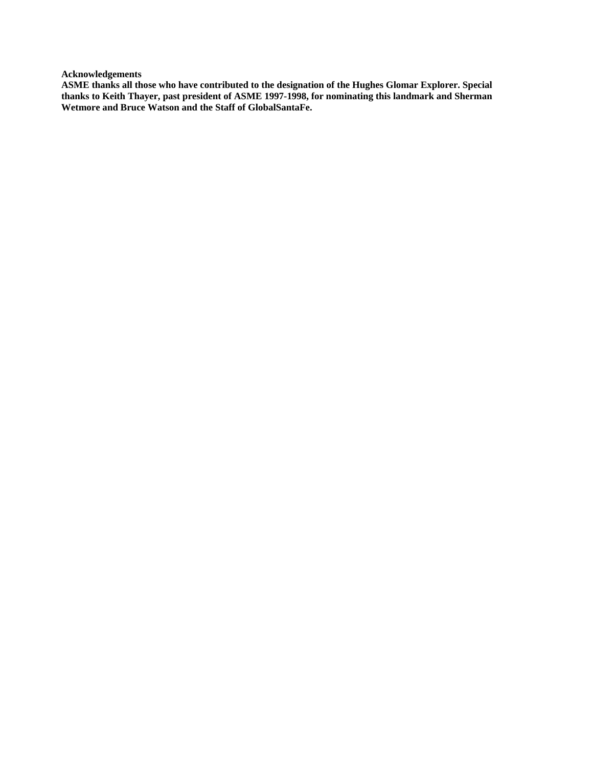**Acknowledgements**

**ASME thanks all those who have contributed to the designation of the Hughes Glomar Explorer. Special thanks to Keith Thayer, past president of ASME 1997-1998, for nominating this landmark and Sherman Wetmore and Bruce Watson and the Staff of GlobalSantaFe.**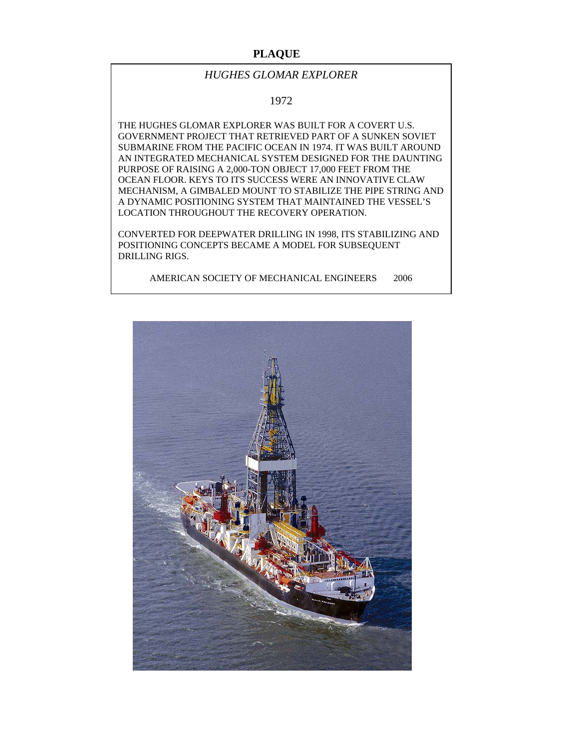# PLAQUE

*HUGHES GLOMAR EXPLORER*

1972

THE HUGHES GLOMAR EXPLORER WAS BUILT FOR A COVERT U.S. GOVERNMENT PROJECT THAT RETRIEVED PART OF A SUNKEN SOVIET SUBMARINE FROM THE PACIFIC OCEAN IN 1974. IT WAS BUILT AROUND AN INTEGRATED MECHANICAL SYSTEM DESIGNED FOR THE DAUNTING PURPOSE OF RAISING A 2,000-TON OBJECT 17,000 FEET FROM THE OCEAN FLOOR. KEYS TO ITS SUCCESS WERE AN INNOVATIVE CLAW MECHANISM, A GIMBALED MOUNT TO STABILIZE THE PIPE STRING AND A DYNAMIC POSITIONING SYSTEM THAT MAINTAINED THE VESSEL'S LOCATION THROUGHOUT THE RECOVERY OPERATION.

CONVERTED FOR DEEPWATER DRILLING IN 1998, ITS STABILIZING AND POSITIONING CONCEPTS BECAME A MODEL FOR SUBSEQUENT DRILLING RIGS.

AMERICAN SOCIETY OF MECHANICAL ENGINEERS 2006